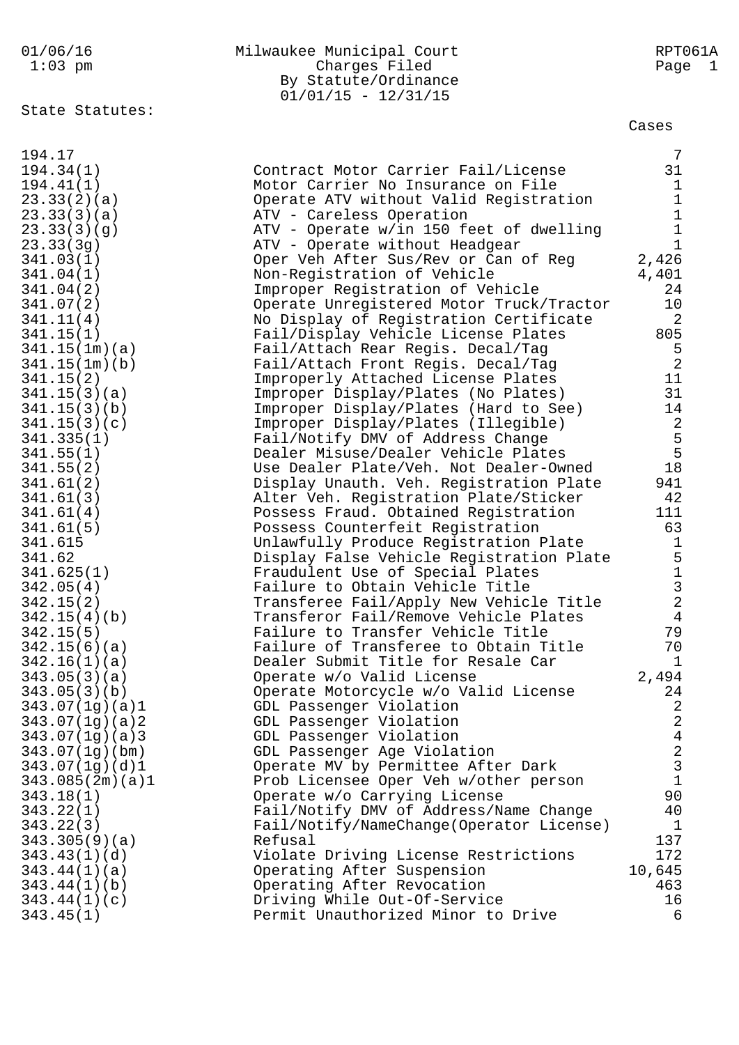Milwaukee Municipal Court
Charges Filed
By Statute/Ordinance
01/01/15 - 12/31/15

01/06/16 1:03 pm — RPT061A

## State Statutes:

| Statute | Description | Cases |
|---|---|---|
| 194.17 | | 7 |
| 194.34(1) | Contract Motor Carrier Fail/License | 31 |
| 194.41(1) | Motor Carrier No Insurance on File | 1 |
| 23.33(2)(a) | Operate ATV without Valid Registration | 1 |
| 23.33(3)(a) | ATV - Careless Operation | 1 |
| 23.33(3)(g) | ATV - Operate w/in 150 feet of dwelling | 1 |
| 23.33(3g) | ATV - Operate without Headgear | 1 |
| 341.03(1) | Oper Veh After Sus/Rev or Can of Reg | 2,426 |
| 341.04(1) | Non-Registration of Vehicle | 4,401 |
| 341.04(2) | Improper Registration of Vehicle | 24 |
| 341.07(2) | Operate Unregistered Motor Truck/Tractor | 10 |
| 341.11(4) | No Display of Registration Certificate | 2 |
| 341.15(1) | Fail/Display Vehicle License Plates | 805 |
| 341.15(1m)(a) | Fail/Attach Rear Regis. Decal/Tag | 5 |
| 341.15(1m)(b) | Fail/Attach Front Regis. Decal/Tag | 2 |
| 341.15(2) | Improperly Attached License Plates | 11 |
| 341.15(3)(a) | Improper Display/Plates (No Plates) | 31 |
| 341.15(3)(b) | Improper Display/Plates (Hard to See) | 14 |
| 341.15(3)(c) | Improper Display/Plates (Illegible) | 2 |
| 341.335(1) | Fail/Notify DMV of Address Change | 5 |
| 341.55(1) | Dealer Misuse/Dealer Vehicle Plates | 5 |
| 341.55(2) | Use Dealer Plate/Veh. Not Dealer-Owned | 18 |
| 341.61(2) | Display Unauth. Veh. Registration Plate | 941 |
| 341.61(3) | Alter Veh. Registration Plate/Sticker | 42 |
| 341.61(4) | Possess Fraud. Obtained Registration | 111 |
| 341.61(5) | Possess Counterfeit Registration | 63 |
| 341.615 | Unlawfully Produce Registration Plate | 1 |
| 341.62 | Display False Vehicle Registration Plate | 5 |
| 341.625(1) | Fraudulent Use of Special Plates | 1 |
| 342.05(4) | Failure to Obtain Vehicle Title | 3 |
| 342.15(2) | Transferee Fail/Apply New Vehicle Title | 2 |
| 342.15(4)(b) | Transferor Fail/Remove Vehicle Plates | 4 |
| 342.15(5) | Failure to Transfer Vehicle Title | 79 |
| 342.15(6)(a) | Failure of Transferee to Obtain Title | 70 |
| 342.16(1)(a) | Dealer Submit Title for Resale Car | 1 |
| 343.05(3)(a) | Operate w/o Valid License | 2,494 |
| 343.05(3)(b) | Operate Motorcycle w/o Valid License | 24 |
| 343.07(1g)(a)1 | GDL Passenger Violation | 2 |
| 343.07(1g)(a)2 | GDL Passenger Violation | 2 |
| 343.07(1g)(a)3 | GDL Passenger Violation | 4 |
| 343.07(1g)(bm) | GDL Passenger Age Violation | 2 |
| 343.07(1g)(d)1 | Operate MV by Permittee After Dark | 3 |
| 343.085(2m)(a)1 | Prob Licensee Oper Veh w/other person | 1 |
| 343.18(1) | Operate w/o Carrying License | 90 |
| 343.22(1) | Fail/Notify DMV of Address/Name Change | 40 |
| 343.22(3) | Fail/Notify/NameChange(Operator License) | 1 |
| 343.305(9)(a) | Refusal | 137 |
| 343.43(1)(d) | Violate Driving License Restrictions | 172 |
| 343.44(1)(a) | Operating After Suspension | 10,645 |
| 343.44(1)(b) | Operating After Revocation | 463 |
| 343.44(1)(c) | Driving While Out-Of-Service | 16 |
| 343.45(1) | Permit Unauthorized Minor to Drive | 6 |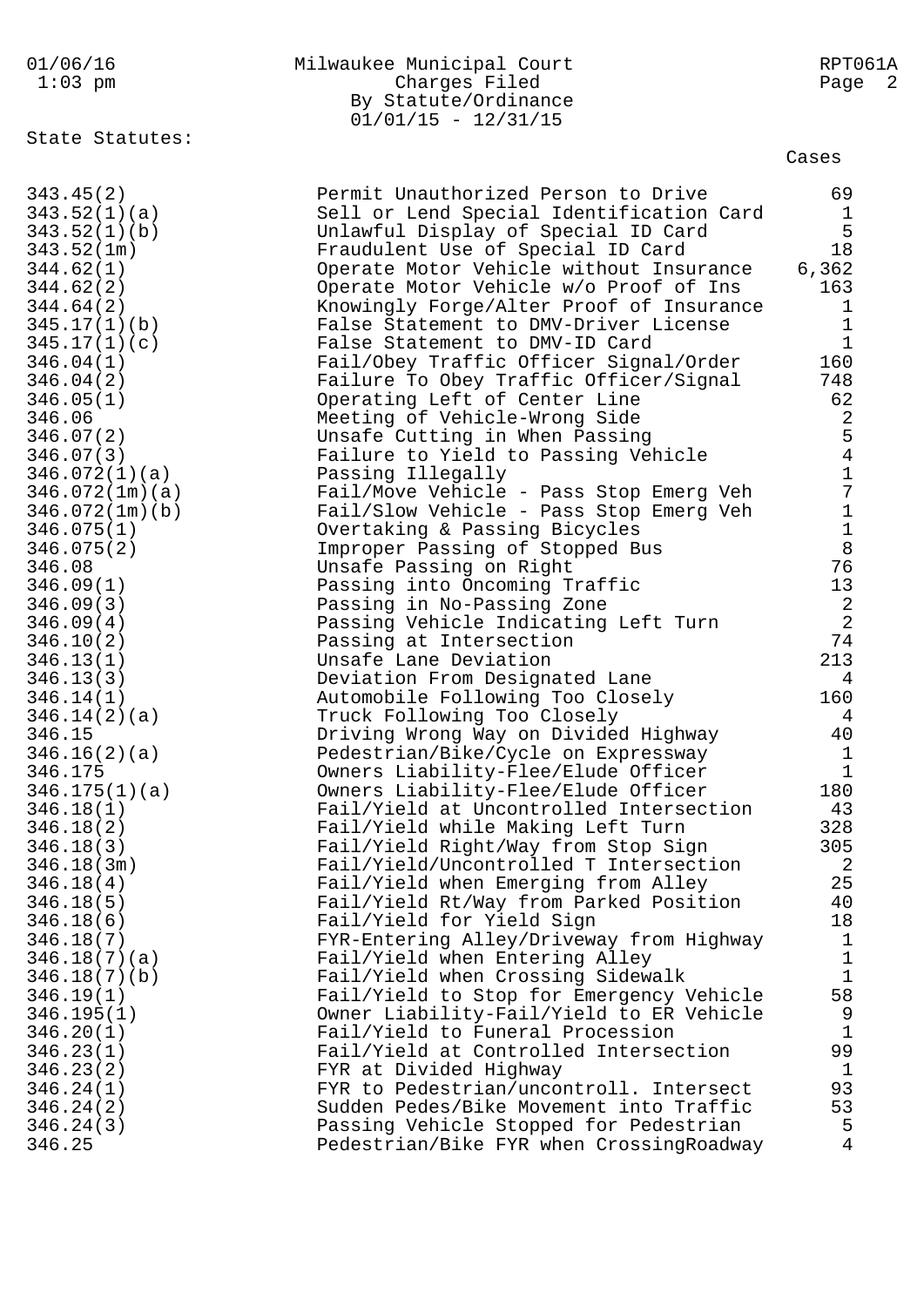Milwaukee Municipal Court
Charges Filed
By Statute/Ordinance
01/01/15 - 12/31/15

State Statutes:

| Statute | Description | Cases |
|---|---|---|
| 343.45(2) | Permit Unauthorized Person to Drive | 69 |
| 343.52(1)(a) | Sell or Lend Special Identification Card | 1 |
| 343.52(1)(b) | Unlawful Display of Special ID Card | 5 |
| 343.52(1m) | Fraudulent Use of Special ID Card | 18 |
| 344.62(1) | Operate Motor Vehicle without Insurance | 6,362 |
| 344.62(2) | Operate Motor Vehicle w/o Proof of Ins | 163 |
| 344.64(2) | Knowingly Forge/Alter Proof of Insurance | 1 |
| 345.17(1)(b) | False Statement to DMV-Driver License | 1 |
| 345.17(1)(c) | False Statement to DMV-ID Card | 1 |
| 346.04(1) | Fail/Obey Traffic Officer Signal/Order | 160 |
| 346.04(2) | Failure To Obey Traffic Officer/Signal | 748 |
| 346.05(1) | Operating Left of Center Line | 62 |
| 346.06 | Meeting of Vehicle-Wrong Side | 2 |
| 346.07(2) | Unsafe Cutting in When Passing | 5 |
| 346.07(3) | Failure to Yield to Passing Vehicle | 4 |
| 346.072(1)(a) | Passing Illegally | 1 |
| 346.072(1m)(a) | Fail/Move Vehicle - Pass Stop Emerg Veh | 7 |
| 346.072(1m)(b) | Fail/Slow Vehicle - Pass Stop Emerg Veh | 1 |
| 346.075(1) | Overtaking & Passing Bicycles | 1 |
| 346.075(2) | Improper Passing of Stopped Bus | 8 |
| 346.08 | Unsafe Passing on Right | 76 |
| 346.09(1) | Passing into Oncoming Traffic | 13 |
| 346.09(3) | Passing in No-Passing Zone | 2 |
| 346.09(4) | Passing Vehicle Indicating Left Turn | 2 |
| 346.10(2) | Passing at Intersection | 74 |
| 346.13(1) | Unsafe Lane Deviation | 213 |
| 346.13(3) | Deviation From Designated Lane | 4 |
| 346.14(1) | Automobile Following Too Closely | 160 |
| 346.14(2)(a) | Truck Following Too Closely | 4 |
| 346.15 | Driving Wrong Way on Divided Highway | 40 |
| 346.16(2)(a) | Pedestrian/Bike/Cycle on Expressway | 1 |
| 346.175 | Owners Liability-Flee/Elude Officer | 1 |
| 346.175(1)(a) | Owners Liability-Flee/Elude Officer | 180 |
| 346.18(1) | Fail/Yield at Uncontrolled Intersection | 43 |
| 346.18(2) | Fail/Yield while Making Left Turn | 328 |
| 346.18(3) | Fail/Yield Right/Way from Stop Sign | 305 |
| 346.18(3m) | Fail/Yield/Uncontrolled T Intersection | 2 |
| 346.18(4) | Fail/Yield when Emerging from Alley | 25 |
| 346.18(5) | Fail/Yield Rt/Way from Parked Position | 40 |
| 346.18(6) | Fail/Yield for Yield Sign | 18 |
| 346.18(7) | FYR-Entering Alley/Driveway from Highway | 1 |
| 346.18(7)(a) | Fail/Yield when Entering Alley | 1 |
| 346.18(7)(b) | Fail/Yield when Crossing Sidewalk | 1 |
| 346.19(1) | Fail/Yield to Stop for Emergency Vehicle | 58 |
| 346.195(1) | Owner Liability-Fail/Yield to ER Vehicle | 9 |
| 346.20(1) | Fail/Yield to Funeral Procession | 1 |
| 346.23(1) | Fail/Yield at Controlled Intersection | 99 |
| 346.23(2) | FYR at Divided Highway | 1 |
| 346.24(1) | FYR to Pedestrian/uncontroll. Intersect | 93 |
| 346.24(2) | Sudden Pedes/Bike Movement into Traffic | 53 |
| 346.24(3) | Passing Vehicle Stopped for Pedestrian | 5 |
| 346.25 | Pedestrian/Bike FYR when CrossingRoadway | 4 |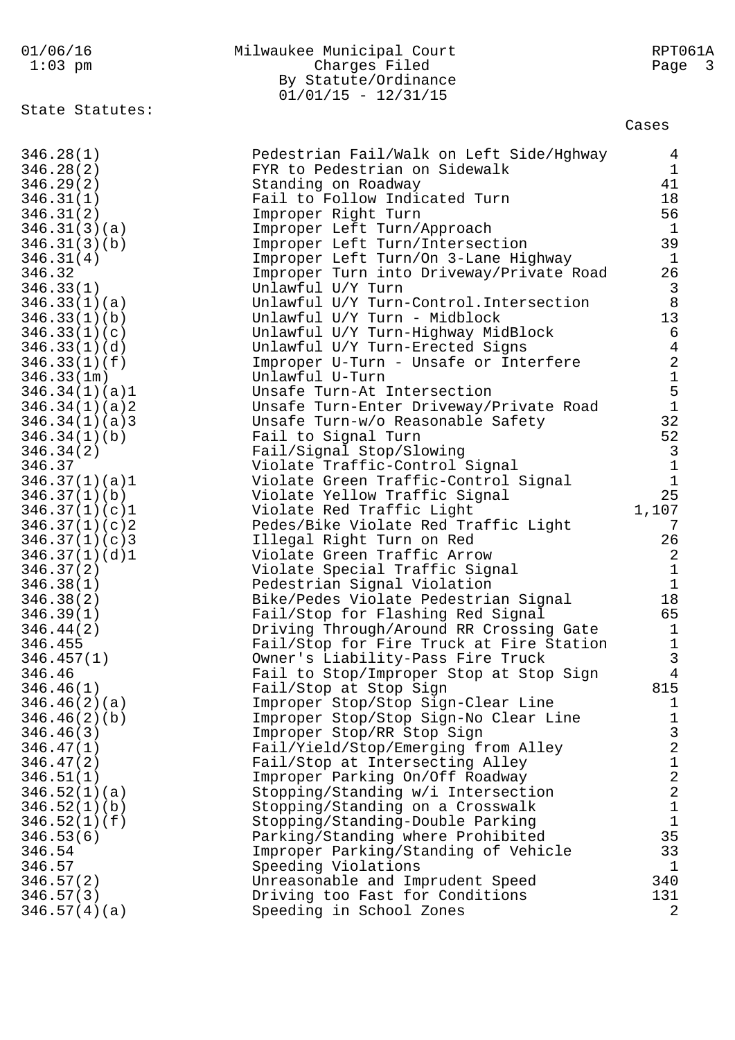Milwaukee Municipal Court
Charges Filed
By Statute/Ordinance
01/01/15 - 12/31/15

State Statutes:

| Statute | Description | Cases |
|---|---|---|
| 346.28(1) | Pedestrian Fail/Walk on Left Side/Hghway | 4 |
| 346.28(2) | FYR to Pedestrian on Sidewalk | 1 |
| 346.29(2) | Standing on Roadway | 41 |
| 346.31(1) | Fail to Follow Indicated Turn | 18 |
| 346.31(2) | Improper Right Turn | 56 |
| 346.31(3)(a) | Improper Left Turn/Approach | 1 |
| 346.31(3)(b) | Improper Left Turn/Intersection | 39 |
| 346.31(4) | Improper Left Turn/On 3-Lane Highway | 1 |
| 346.32 | Improper Turn into Driveway/Private Road | 26 |
| 346.33(1) | Unlawful U/Y Turn | 3 |
| 346.33(1)(a) | Unlawful U/Y Turn-Control.Intersection | 8 |
| 346.33(1)(b) | Unlawful U/Y Turn - Midblock | 13 |
| 346.33(1)(c) | Unlawful U/Y Turn-Highway MidBlock | 6 |
| 346.33(1)(d) | Unlawful U/Y Turn-Erected Signs | 4 |
| 346.33(1)(f) | Improper U-Turn - Unsafe or Interfere | 2 |
| 346.33(1m) | Unlawful U-Turn | 1 |
| 346.34(1)(a)1 | Unsafe Turn-At Intersection | 5 |
| 346.34(1)(a)2 | Unsafe Turn-Enter Driveway/Private Road | 1 |
| 346.34(1)(a)3 | Unsafe Turn-w/o Reasonable Safety | 32 |
| 346.34(1)(b) | Fail to Signal Turn | 52 |
| 346.34(2) | Fail/Signal Stop/Slowing | 3 |
| 346.37 | Violate Traffic-Control Signal | 1 |
| 346.37(1)(a)1 | Violate Green Traffic-Control Signal | 1 |
| 346.37(1)(b) | Violate Yellow Traffic Signal | 25 |
| 346.37(1)(c)1 | Violate Red Traffic Light | 1,107 |
| 346.37(1)(c)2 | Pedes/Bike Violate Red Traffic Light | 7 |
| 346.37(1)(c)3 | Illegal Right Turn on Red | 26 |
| 346.37(1)(d)1 | Violate Green Traffic Arrow | 2 |
| 346.37(2) | Violate Special Traffic Signal | 1 |
| 346.38(1) | Pedestrian Signal Violation | 1 |
| 346.38(2) | Bike/Pedes Violate Pedestrian Signal | 18 |
| 346.39(1) | Fail/Stop for Flashing Red Signal | 65 |
| 346.44(2) | Driving Through/Around RR Crossing Gate | 1 |
| 346.455 | Fail/Stop for Fire Truck at Fire Station | 1 |
| 346.457(1) | Owner's Liability-Pass Fire Truck | 3 |
| 346.46 | Fail to Stop/Improper Stop at Stop Sign | 4 |
| 346.46(1) | Fail/Stop at Stop Sign | 815 |
| 346.46(2)(a) | Improper Stop/Stop Sign-Clear Line | 1 |
| 346.46(2)(b) | Improper Stop/Stop Sign-No Clear Line | 1 |
| 346.46(3) | Improper Stop/RR Stop Sign | 3 |
| 346.47(1) | Fail/Yield/Stop/Emerging from Alley | 2 |
| 346.47(2) | Fail/Stop at Intersecting Alley | 1 |
| 346.51(1) | Improper Parking On/Off Roadway | 2 |
| 346.52(1)(a) | Stopping/Standing w/i Intersection | 2 |
| 346.52(1)(b) | Stopping/Standing on a Crosswalk | 1 |
| 346.52(1)(f) | Stopping/Standing-Double Parking | 1 |
| 346.53(6) | Parking/Standing where Prohibited | 35 |
| 346.54 | Improper Parking/Standing of Vehicle | 33 |
| 346.57 | Speeding Violations | 1 |
| 346.57(2) | Unreasonable and Imprudent Speed | 340 |
| 346.57(3) | Driving too Fast for Conditions | 131 |
| 346.57(4)(a) | Speeding in School Zones | 2 |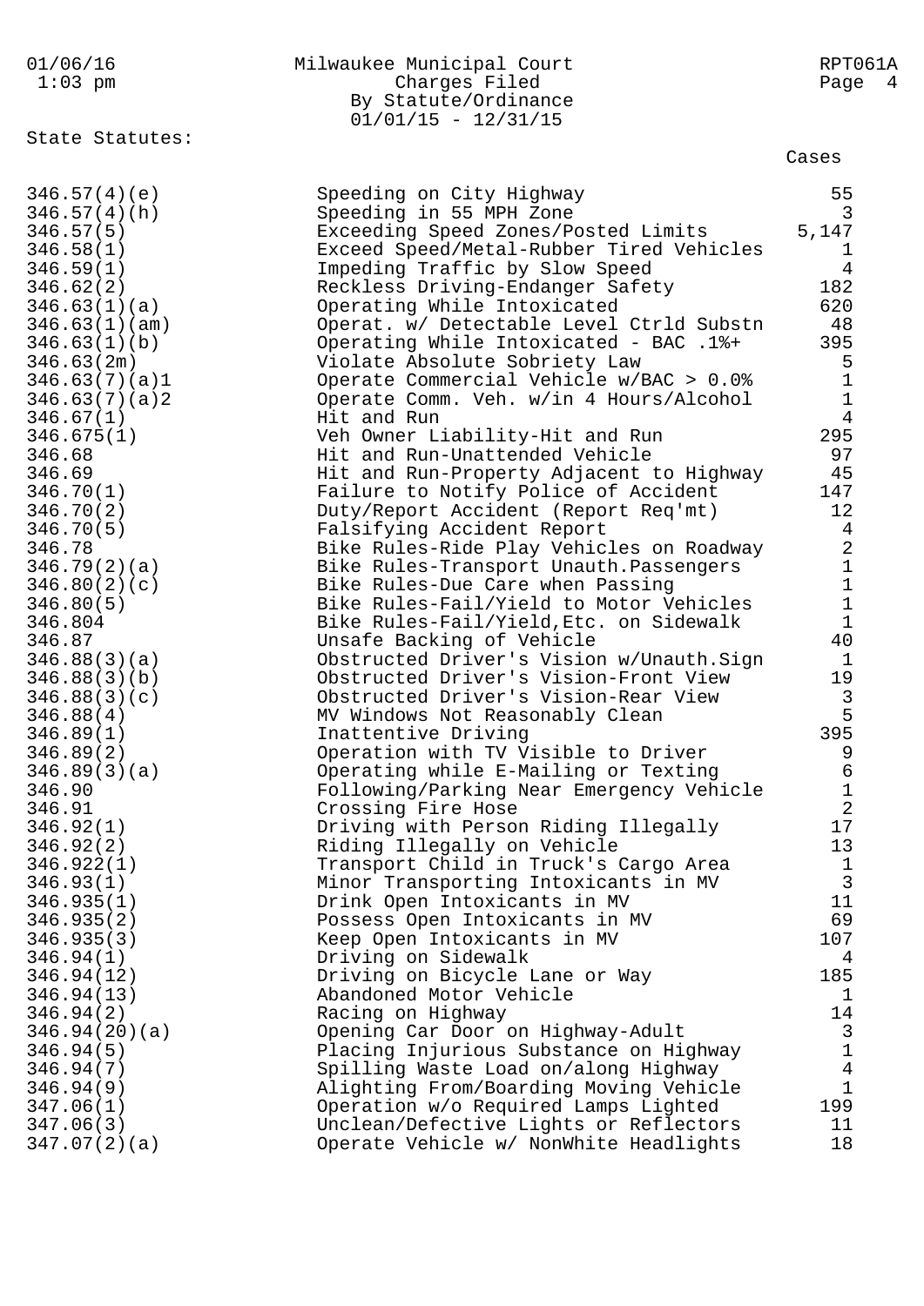State Statutes:

| | | Cases |
|---|---|---|
| 346.57(4)(e) | Speeding on City Highway | 55 |
| 346.57(4)(h) | Speeding in 55 MPH Zone | 3 |
| 346.57(5) | Exceeding Speed Zones/Posted Limits | 5,147 |
| 346.58(1) | Exceed Speed/Metal-Rubber Tired Vehicles | 1 |
| 346.59(1) | Impeding Traffic by Slow Speed | 4 |
| 346.62(2) | Reckless Driving-Endanger Safety | 182 |
| 346.63(1)(a) | Operating While Intoxicated | 620 |
| 346.63(1)(am) | Operat. w/ Detectable Level Ctrld Substn | 48 |
| 346.63(1)(b) | Operating While Intoxicated - BAC .1%+ | 395 |
| 346.63(2m) | Violate Absolute Sobriety Law | 5 |
| 346.63(7)(a)1 | Operate Commercial Vehicle w/BAC > 0.0% | 1 |
| 346.63(7)(a)2 | Operate Comm. Veh. w/in 4 Hours/Alcohol | 1 |
| 346.67(1) | Hit and Run | 4 |
| 346.675(1) | Veh Owner Liability-Hit and Run | 295 |
| 346.68 | Hit and Run-Unattended Vehicle | 97 |
| 346.69 | Hit and Run-Property Adjacent to Highway | 45 |
| 346.70(1) | Failure to Notify Police of Accident | 147 |
| 346.70(2) | Duty/Report Accident (Report Req'mt) | 12 |
| 346.70(5) | Falsifying Accident Report | 4 |
| 346.78 | Bike Rules-Ride Play Vehicles on Roadway | 2 |
| 346.79(2)(a) | Bike Rules-Transport Unauth.Passengers | 1 |
| 346.80(2)(c) | Bike Rules-Due Care when Passing | 1 |
| 346.80(5) | Bike Rules-Fail/Yield to Motor Vehicles | 1 |
| 346.804 | Bike Rules-Fail/Yield,Etc. on Sidewalk | 1 |
| 346.87 | Unsafe Backing of Vehicle | 40 |
| 346.88(3)(a) | Obstructed Driver's Vision w/Unauth.Sign | 1 |
| 346.88(3)(b) | Obstructed Driver's Vision-Front View | 19 |
| 346.88(3)(c) | Obstructed Driver's Vision-Rear View | 3 |
| 346.88(4) | MV Windows Not Reasonably Clean | 5 |
| 346.89(1) | Inattentive Driving | 395 |
| 346.89(2) | Operation with TV Visible to Driver | 9 |
| 346.89(3)(a) | Operating while E-Mailing or Texting | 6 |
| 346.90 | Following/Parking Near Emergency Vehicle | 1 |
| 346.91 | Crossing Fire Hose | 2 |
| 346.92(1) | Driving with Person Riding Illegally | 17 |
| 346.92(2) | Riding Illegally on Vehicle | 13 |
| 346.922(1) | Transport Child in Truck's Cargo Area | 1 |
| 346.93(1) | Minor Transporting Intoxicants in MV | 3 |
| 346.935(1) | Drink Open Intoxicants in MV | 11 |
| 346.935(2) | Possess Open Intoxicants in MV | 69 |
| 346.935(3) | Keep Open Intoxicants in MV | 107 |
| 346.94(1) | Driving on Sidewalk | 4 |
| 346.94(12) | Driving on Bicycle Lane or Way | 185 |
| 346.94(13) | Abandoned Motor Vehicle | 1 |
| 346.94(2) | Racing on Highway | 14 |
| 346.94(20)(a) | Opening Car Door on Highway-Adult | 3 |
| 346.94(5) | Placing Injurious Substance on Highway | 1 |
| 346.94(7) | Spilling Waste Load on/along Highway | 4 |
| 346.94(9) | Alighting From/Boarding Moving Vehicle | 1 |
| 347.06(1) | Operation w/o Required Lamps Lighted | 199 |
| 347.06(3) | Unclean/Defective Lights or Reflectors | 11 |
| 347.07(2)(a) | Operate Vehicle w/ NonWhite Headlights | 18 |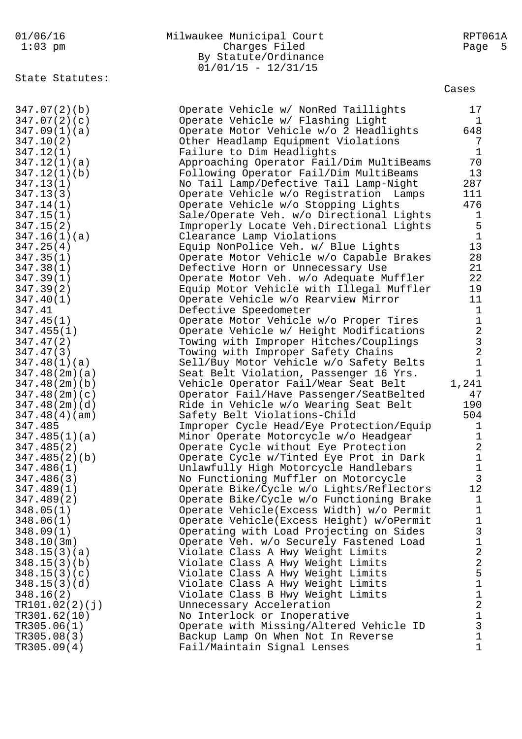Milwaukee Municipal Court
Charges Filed
By Statute/Ordinance
01/01/15 - 12/31/15

State Statutes:

| Statute | Description | Cases |
|---|---|---|
| 347.07(2)(b) | Operate Vehicle w/ NonRed Taillights | 17 |
| 347.07(2)(c) | Operate Vehicle w/ Flashing Light | 1 |
| 347.09(1)(a) | Operate Motor Vehicle w/o 2 Headlights | 648 |
| 347.10(2) | Other Headlamp Equipment Violations | 7 |
| 347.12(1) | Failure to Dim Headlights | 1 |
| 347.12(1)(a) | Approaching Operator Fail/Dim MultiBeams | 70 |
| 347.12(1)(b) | Following Operator Fail/Dim MultiBeams | 13 |
| 347.13(1) | No Tail Lamp/Defective Tail Lamp-Night | 287 |
| 347.13(3) | Operate Vehicle w/o Registration Lamps | 111 |
| 347.14(1) | Operate Vehicle w/o Stopping Lights | 476 |
| 347.15(1) | Sale/Operate Veh. w/o Directional Lights | 1 |
| 347.15(2) | Improperly Locate Veh.Directional Lights | 5 |
| 347.16(1)(a) | Clearance Lamp Violations | 1 |
| 347.25(4) | Equip NonPolice Veh. w/ Blue Lights | 13 |
| 347.35(1) | Operate Motor Vehicle w/o Capable Brakes | 28 |
| 347.38(1) | Defective Horn or Unnecessary Use | 21 |
| 347.39(1) | Operate Motor Veh. w/o Adequate Muffler | 22 |
| 347.39(2) | Equip Motor Vehicle with Illegal Muffler | 19 |
| 347.40(1) | Operate Vehicle w/o Rearview Mirror | 11 |
| 347.41 | Defective Speedometer | 1 |
| 347.45(1) | Operate Motor Vehicle w/o Proper Tires | 1 |
| 347.455(1) | Operate Vehicle w/ Height Modifications | 2 |
| 347.47(2) | Towing with Improper Hitches/Couplings | 3 |
| 347.47(3) | Towing with Improper Safety Chains | 2 |
| 347.48(1)(a) | Sell/Buy Motor Vehicle w/o Safety Belts | 1 |
| 347.48(2m)(a) | Seat Belt Violation, Passenger 16 Yrs. | 1 |
| 347.48(2m)(b) | Vehicle Operator Fail/Wear Seat Belt | 1,241 |
| 347.48(2m)(c) | Operator Fail/Have Passenger/SeatBelted | 47 |
| 347.48(2m)(d) | Ride in Vehicle w/o Wearing Seat Belt | 190 |
| 347.48(4)(am) | Safety Belt Violations-Child | 504 |
| 347.485 | Improper Cycle Head/Eye Protection/Equip | 1 |
| 347.485(1)(a) | Minor Operate Motorcycle w/o Headgear | 1 |
| 347.485(2) | Operate Cycle without Eye Protection | 2 |
| 347.485(2)(b) | Operate Cycle w/Tinted Eye Prot in Dark | 1 |
| 347.486(1) | Unlawfully High Motorcycle Handlebars | 1 |
| 347.486(3) | No Functioning Muffler on Motorcycle | 3 |
| 347.489(1) | Operate Bike/Cycle w/o Lights/Reflectors | 12 |
| 347.489(2) | Operate Bike/Cycle w/o Functioning Brake | 1 |
| 348.05(1) | Operate Vehicle(Excess Width) w/o Permit | 1 |
| 348.06(1) | Operate Vehicle(Excess Height) w/oPermit | 1 |
| 348.09(1) | Operating with Load Projecting on Sides | 3 |
| 348.10(3m) | Operate Veh. w/o Securely Fastened Load | 1 |
| 348.15(3)(a) | Violate Class A Hwy Weight Limits | 2 |
| 348.15(3)(b) | Violate Class A Hwy Weight Limits | 2 |
| 348.15(3)(c) | Violate Class A Hwy Weight Limits | 5 |
| 348.15(3)(d) | Violate Class A Hwy Weight Limits | 1 |
| 348.16(2) | Violate Class B Hwy Weight Limits | 1 |
| TR101.02(2)(j) | Unnecessary Acceleration | 2 |
| TR301.62(10) | No Interlock or Inoperative | 1 |
| TR305.06(1) | Operate with Missing/Altered Vehicle ID | 3 |
| TR305.08(3) | Backup Lamp On When Not In Reverse | 1 |
| TR305.09(4) | Fail/Maintain Signal Lenses | 1 |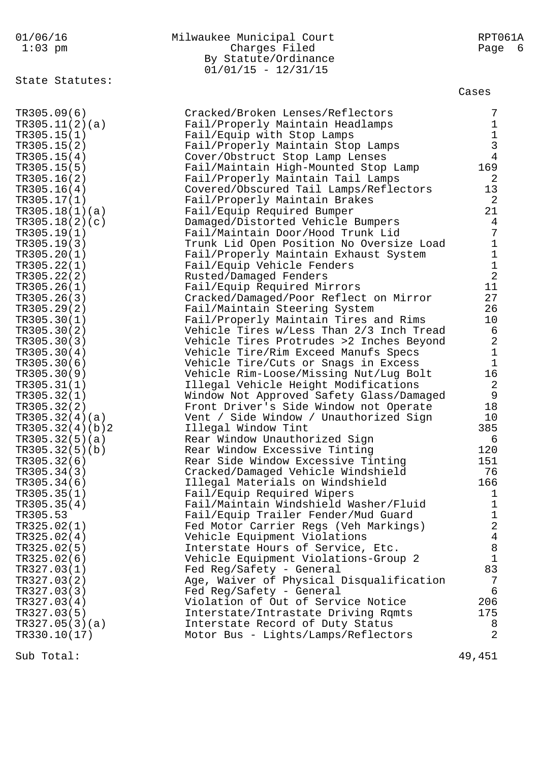Milwaukee Municipal Court
Charges Filed
By Statute/Ordinance
01/01/15 - 12/31/15

State Statutes:

| Statute | Description | Cases |
|---|---|---|
| TR305.09(6) | Cracked/Broken Lenses/Reflectors | 7 |
| TR305.11(2)(a) | Fail/Properly Maintain Headlamps | 1 |
| TR305.15(1) | Fail/Equip with Stop Lamps | 1 |
| TR305.15(2) | Fail/Properly Maintain Stop Lamps | 3 |
| TR305.15(4) | Cover/Obstruct Stop Lamp Lenses | 4 |
| TR305.15(5) | Fail/Maintain High-Mounted Stop Lamp | 169 |
| TR305.16(2) | Fail/Properly Maintain Tail Lamps | 2 |
| TR305.16(4) | Covered/Obscured Tail Lamps/Reflectors | 13 |
| TR305.17(1) | Fail/Properly Maintain Brakes | 2 |
| TR305.18(1)(a) | Fail/Equip Required Bumper | 21 |
| TR305.18(2)(c) | Damaged/Distorted Vehicle Bumpers | 4 |
| TR305.19(1) | Fail/Maintain Door/Hood Trunk Lid | 7 |
| TR305.19(3) | Trunk Lid Open Position No Oversize Load | 1 |
| TR305.20(1) | Fail/Properly Maintain Exhaust System | 1 |
| TR305.22(1) | Fail/Equip Vehicle Fenders | 1 |
| TR305.22(2) | Rusted/Damaged Fenders | 2 |
| TR305.26(1) | Fail/Equip Required Mirrors | 11 |
| TR305.26(3) | Cracked/Damaged/Poor Reflect on Mirror | 27 |
| TR305.29(2) | Fail/Maintain Steering System | 26 |
| TR305.30(1) | Fail/Properly Maintain Tires and Rims | 10 |
| TR305.30(2) | Vehicle Tires w/Less Than 2/3 Inch Tread | 6 |
| TR305.30(3) | Vehicle Tires Protrudes >2 Inches Beyond | 2 |
| TR305.30(4) | Vehicle Tire/Rim Exceed Manufs Specs | 1 |
| TR305.30(6) | Vehicle Tire/Cuts or Snags in Excess | 1 |
| TR305.30(9) | Vehicle Rim-Loose/Missing Nut/Lug Bolt | 16 |
| TR305.31(1) | Illegal Vehicle Height Modifications | 2 |
| TR305.32(1) | Window Not Approved Safety Glass/Damaged | 9 |
| TR305.32(2) | Front Driver's Side Window not Operate | 18 |
| TR305.32(4)(a) | Vent / Side Window / Unauthorized Sign | 10 |
| TR305.32(4)(b)2 | Illegal Window Tint | 385 |
| TR305.32(5)(a) | Rear Window Unauthorized Sign | 6 |
| TR305.32(5)(b) | Rear Window Excessive Tinting | 120 |
| TR305.32(6) | Rear Side Window Excessive Tinting | 151 |
| TR305.34(3) | Cracked/Damaged Vehicle Windshield | 76 |
| TR305.34(6) | Illegal Materials on Windshield | 166 |
| TR305.35(1) | Fail/Equip Required Wipers | 1 |
| TR305.35(4) | Fail/Maintain Windshield Washer/Fluid | 1 |
| TR305.53 | Fail/Equip Trailer Fender/Mud Guard | 1 |
| TR325.02(1) | Fed Motor Carrier Regs (Veh Markings) | 2 |
| TR325.02(4) | Vehicle Equipment Violations | 4 |
| TR325.02(5) | Interstate Hours of Service, Etc. | 8 |
| TR325.02(6) | Vehicle Equipment Violations-Group 2 | 1 |
| TR327.03(1) | Fed Reg/Safety - General | 83 |
| TR327.03(2) | Age, Waiver of Physical Disqualification | 7 |
| TR327.03(3) | Fed Reg/Safety - General | 6 |
| TR327.03(4) | Violation of Out of Service Notice | 206 |
| TR327.03(5) | Interstate/Intrastate Driving Rqmts | 175 |
| TR327.05(3)(a) | Interstate Record of Duty Status | 8 |
| TR330.10(17) | Motor Bus - Lights/Lamps/Reflectors | 2 |

Sub Total: 49,451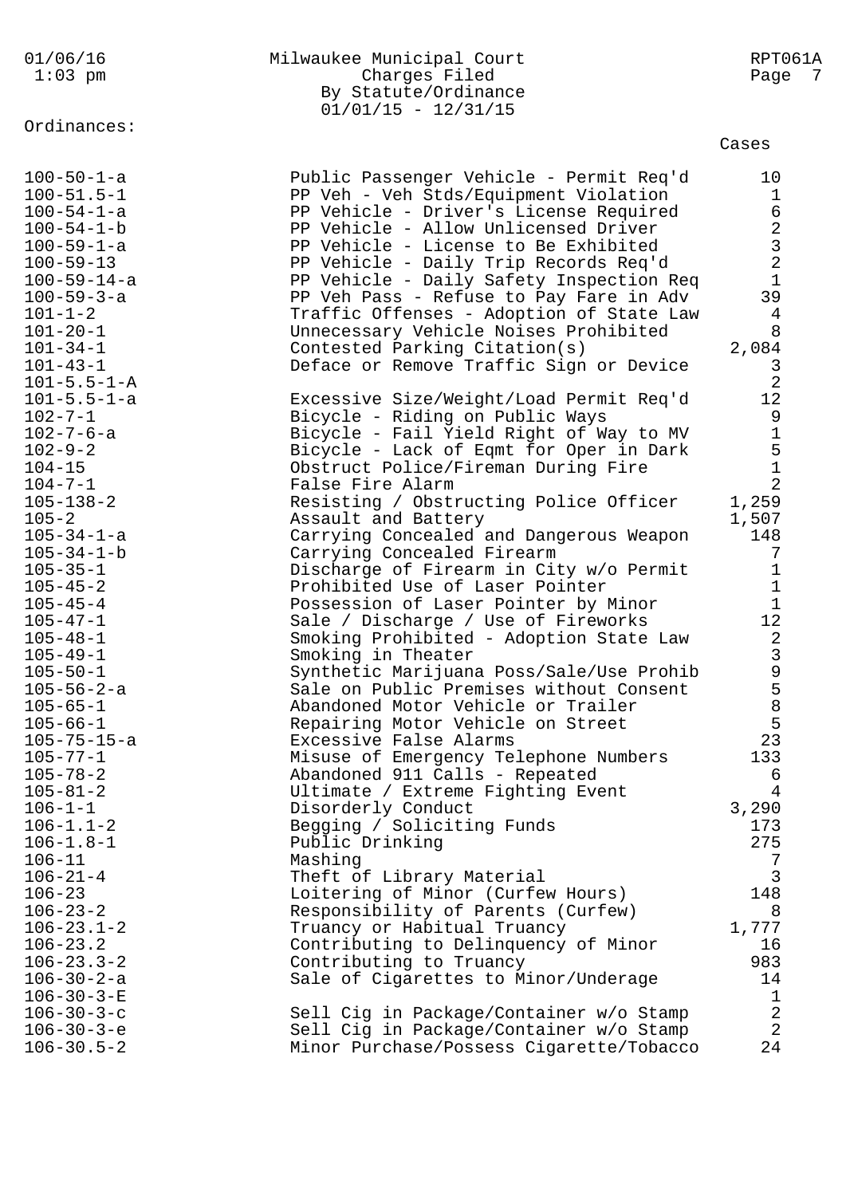Ordinances:

| | | Cases |
|---|---|---|
| 100-50-1-a | Public Passenger Vehicle - Permit Req'd | 10 |
| 100-51.5-1 | PP Veh - Veh Stds/Equipment Violation | 1 |
| 100-54-1-a | PP Vehicle - Driver's License Required | 6 |
| 100-54-1-b | PP Vehicle - Allow Unlicensed Driver | 2 |
| 100-59-1-a | PP Vehicle - License to Be Exhibited | 3 |
| 100-59-13 | PP Vehicle - Daily Trip Records Req'd | 2 |
| 100-59-14-a | PP Vehicle - Daily Safety Inspection Req | 1 |
| 100-59-3-a | PP Veh Pass - Refuse to Pay Fare in Adv | 39 |
| 101-1-2 | Traffic Offenses - Adoption of State Law | 4 |
| 101-20-1 | Unnecessary Vehicle Noises Prohibited | 8 |
| 101-34-1 | Contested Parking Citation(s) | 2,084 |
| 101-43-1 | Deface or Remove Traffic Sign or Device | 3 |
| 101-5.5-1-A | | 2 |
| 101-5.5-1-a | Excessive Size/Weight/Load Permit Req'd | 12 |
| 102-7-1 | Bicycle - Riding on Public Ways | 9 |
| 102-7-6-a | Bicycle - Fail Yield Right of Way to MV | 1 |
| 102-9-2 | Bicycle - Lack of Eqmt for Oper in Dark | 5 |
| 104-15 | Obstruct Police/Fireman During Fire | 1 |
| 104-7-1 | False Fire Alarm | 2 |
| 105-138-2 | Resisting / Obstructing Police Officer | 1,259 |
| 105-2 | Assault and Battery | 1,507 |
| 105-34-1-a | Carrying Concealed and Dangerous Weapon | 148 |
| 105-34-1-b | Carrying Concealed Firearm | 7 |
| 105-35-1 | Discharge of Firearm in City w/o Permit | 1 |
| 105-45-2 | Prohibited Use of Laser Pointer | 1 |
| 105-45-4 | Possession of Laser Pointer by Minor | 1 |
| 105-47-1 | Sale / Discharge / Use of Fireworks | 12 |
| 105-48-1 | Smoking Prohibited - Adoption State Law | 2 |
| 105-49-1 | Smoking in Theater | 3 |
| 105-50-1 | Synthetic Marijuana Poss/Sale/Use Prohib | 9 |
| 105-56-2-a | Sale on Public Premises without Consent | 5 |
| 105-65-1 | Abandoned Motor Vehicle or Trailer | 8 |
| 105-66-1 | Repairing Motor Vehicle on Street | 5 |
| 105-75-15-a | Excessive False Alarms | 23 |
| 105-77-1 | Misuse of Emergency Telephone Numbers | 133 |
| 105-78-2 | Abandoned 911 Calls - Repeated | 6 |
| 105-81-2 | Ultimate / Extreme Fighting Event | 4 |
| 106-1-1 | Disorderly Conduct | 3,290 |
| 106-1.1-2 | Begging / Soliciting Funds | 173 |
| 106-1.8-1 | Public Drinking | 275 |
| 106-11 | Mashing | 7 |
| 106-21-4 | Theft of Library Material | 3 |
| 106-23 | Loitering of Minor (Curfew Hours) | 148 |
| 106-23-2 | Responsibility of Parents (Curfew) | 8 |
| 106-23.1-2 | Truancy or Habitual Truancy | 1,777 |
| 106-23.2 | Contributing to Delinquency of Minor | 16 |
| 106-23.3-2 | Contributing to Truancy | 983 |
| 106-30-2-a | Sale of Cigarettes to Minor/Underage | 14 |
| 106-30-3-E | | 1 |
| 106-30-3-c | Sell Cig in Package/Container w/o Stamp | 2 |
| 106-30-3-e | Sell Cig in Package/Container w/o Stamp | 2 |
| 106-30.5-2 | Minor Purchase/Possess Cigarette/Tobacco | 24 |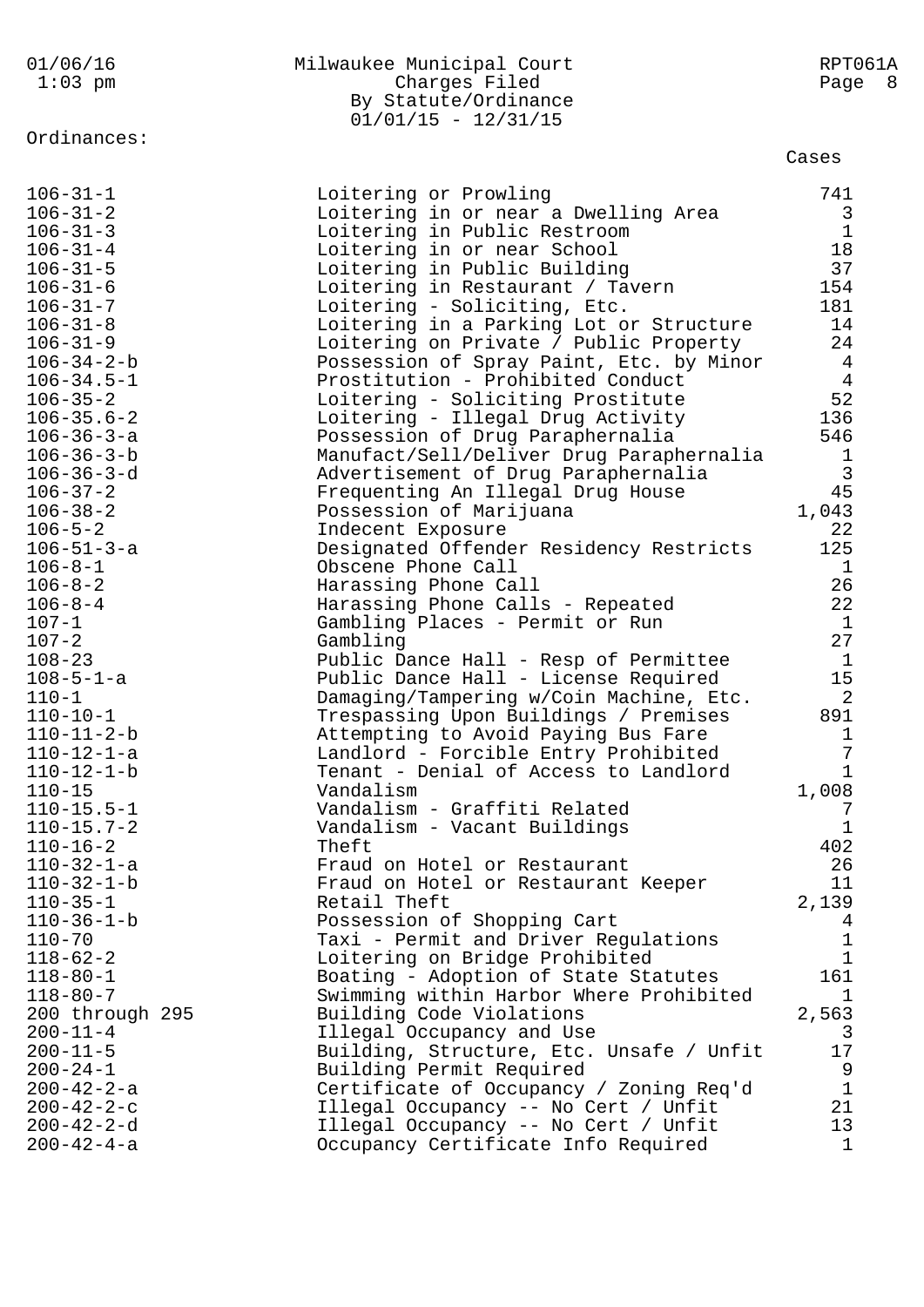Milwaukee Municipal Court
Charges Filed
By Statute/Ordinance
01/01/15 - 12/31/15

Ordinances:

| Ordinance | Description | Cases |
|---|---|---|
| 106-31-1 | Loitering or Prowling | 741 |
| 106-31-2 | Loitering in or near a Dwelling Area | 3 |
| 106-31-3 | Loitering in Public Restroom | 1 |
| 106-31-4 | Loitering in or near School | 18 |
| 106-31-5 | Loitering in Public Building | 37 |
| 106-31-6 | Loitering in Restaurant / Tavern | 154 |
| 106-31-7 | Loitering - Soliciting, Etc. | 181 |
| 106-31-8 | Loitering in a Parking Lot or Structure | 14 |
| 106-31-9 | Loitering on Private / Public Property | 24 |
| 106-34-2-b | Possession of Spray Paint, Etc. by Minor | 4 |
| 106-34.5-1 | Prostitution - Prohibited Conduct | 4 |
| 106-35-2 | Loitering - Soliciting Prostitute | 52 |
| 106-35.6-2 | Loitering - Illegal Drug Activity | 136 |
| 106-36-3-a | Possession of Drug Paraphernalia | 546 |
| 106-36-3-b | Manufact/Sell/Deliver Drug Paraphernalia | 1 |
| 106-36-3-d | Advertisement of Drug Paraphernalia | 3 |
| 106-37-2 | Frequenting An Illegal Drug House | 45 |
| 106-38-2 | Possession of Marijuana | 1,043 |
| 106-5-2 | Indecent Exposure | 22 |
| 106-51-3-a | Designated Offender Residency Restricts | 125 |
| 106-8-1 | Obscene Phone Call | 1 |
| 106-8-2 | Harassing Phone Call | 26 |
| 106-8-4 | Harassing Phone Calls - Repeated | 22 |
| 107-1 | Gambling Places - Permit or Run | 1 |
| 107-2 | Gambling | 27 |
| 108-23 | Public Dance Hall - Resp of Permittee | 1 |
| 108-5-1-a | Public Dance Hall - License Required | 15 |
| 110-1 | Damaging/Tampering w/Coin Machine, Etc. | 2 |
| 110-10-1 | Trespassing Upon Buildings / Premises | 891 |
| 110-11-2-b | Attempting to Avoid Paying Bus Fare | 1 |
| 110-12-1-a | Landlord - Forcible Entry Prohibited | 7 |
| 110-12-1-b | Tenant - Denial of Access to Landlord | 1 |
| 110-15 | Vandalism | 1,008 |
| 110-15.5-1 | Vandalism - Graffiti Related | 7 |
| 110-15.7-2 | Vandalism - Vacant Buildings | 1 |
| 110-16-2 | Theft | 402 |
| 110-32-1-a | Fraud on Hotel or Restaurant | 26 |
| 110-32-1-b | Fraud on Hotel or Restaurant Keeper | 11 |
| 110-35-1 | Retail Theft | 2,139 |
| 110-36-1-b | Possession of Shopping Cart | 4 |
| 110-70 | Taxi - Permit and Driver Regulations | 1 |
| 118-62-2 | Loitering on Bridge Prohibited | 1 |
| 118-80-1 | Boating - Adoption of State Statutes | 161 |
| 118-80-7 | Swimming within Harbor Where Prohibited | 1 |
| 200 through 295 | Building Code Violations | 2,563 |
| 200-11-4 | Illegal Occupancy and Use | 3 |
| 200-11-5 | Building, Structure, Etc. Unsafe / Unfit | 17 |
| 200-24-1 | Building Permit Required | 9 |
| 200-42-2-a | Certificate of Occupancy / Zoning Req'd | 1 |
| 200-42-2-c | Illegal Occupancy -- No Cert / Unfit | 21 |
| 200-42-2-d | Illegal Occupancy -- No Cert / Unfit | 13 |
| 200-42-4-a | Occupancy Certificate Info Required | 1 |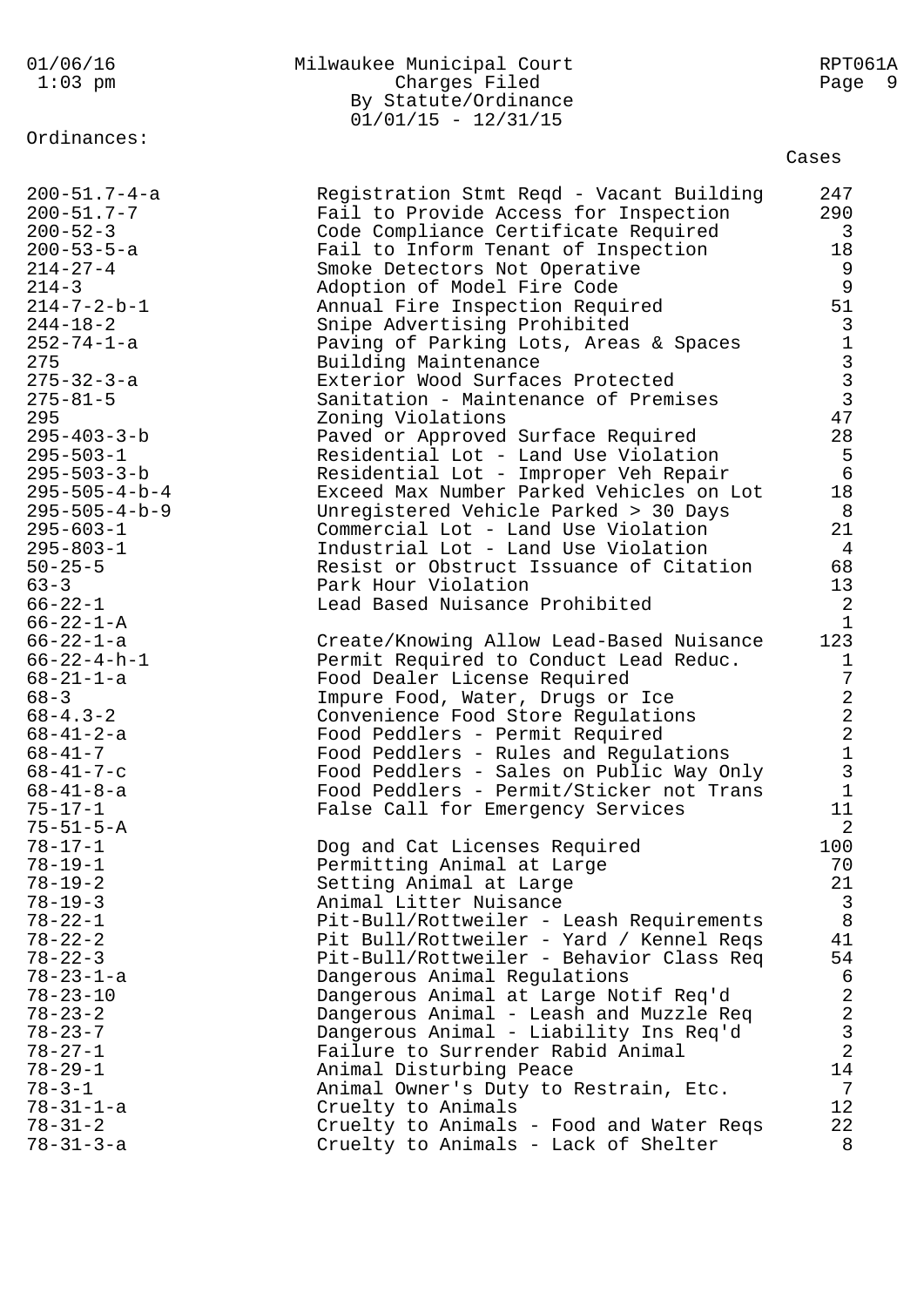Milwaukee Municipal Court
Charges Filed
By Statute/Ordinance
01/01/15 - 12/31/15

Ordinances:

| Ordinance | Description | Cases |
|---|---|---|
| 200-51.7-4-a | Registration Stmt Reqd - Vacant Building | 247 |
| 200-51.7-7 | Fail to Provide Access for Inspection | 290 |
| 200-52-3 | Code Compliance Certificate Required | 3 |
| 200-53-5-a | Fail to Inform Tenant of Inspection | 18 |
| 214-27-4 | Smoke Detectors Not Operative | 9 |
| 214-3 | Adoption of Model Fire Code | 9 |
| 214-7-2-b-1 | Annual Fire Inspection Required | 51 |
| 244-18-2 | Snipe Advertising Prohibited | 3 |
| 252-74-1-a | Paving of Parking Lots, Areas & Spaces | 1 |
| 275 | Building Maintenance | 3 |
| 275-32-3-a | Exterior Wood Surfaces Protected | 3 |
| 275-81-5 | Sanitation - Maintenance of Premises | 3 |
| 295 | Zoning Violations | 47 |
| 295-403-3-b | Paved or Approved Surface Required | 28 |
| 295-503-1 | Residential Lot - Land Use Violation | 5 |
| 295-503-3-b | Residential Lot - Improper Veh Repair | 6 |
| 295-505-4-b-4 | Exceed Max Number Parked Vehicles on Lot | 18 |
| 295-505-4-b-9 | Unregistered Vehicle Parked > 30 Days | 8 |
| 295-603-1 | Commercial Lot - Land Use Violation | 21 |
| 295-803-1 | Industrial Lot - Land Use Violation | 4 |
| 50-25-5 | Resist or Obstruct Issuance of Citation | 68 |
| 63-3 | Park Hour Violation | 13 |
| 66-22-1 | Lead Based Nuisance Prohibited | 2 |
| 66-22-1-A | | 1 |
| 66-22-1-a | Create/Knowing Allow Lead-Based Nuisance | 123 |
| 66-22-4-h-1 | Permit Required to Conduct Lead Reduc. | 1 |
| 68-21-1-a | Food Dealer License Required | 7 |
| 68-3 | Impure Food, Water, Drugs or Ice | 2 |
| 68-4.3-2 | Convenience Food Store Regulations | 2 |
| 68-41-2-a | Food Peddlers - Permit Required | 2 |
| 68-41-7 | Food Peddlers - Rules and Regulations | 1 |
| 68-41-7-c | Food Peddlers - Sales on Public Way Only | 3 |
| 68-41-8-a | Food Peddlers - Permit/Sticker not Trans | 1 |
| 75-17-1 | False Call for Emergency Services | 11 |
| 75-51-5-A | | 2 |
| 78-17-1 | Dog and Cat Licenses Required | 100 |
| 78-19-1 | Permitting Animal at Large | 70 |
| 78-19-2 | Setting Animal at Large | 21 |
| 78-19-3 | Animal Litter Nuisance | 3 |
| 78-22-1 | Pit-Bull/Rottweiler - Leash Requirements | 8 |
| 78-22-2 | Pit Bull/Rottweiler - Yard / Kennel Reqs | 41 |
| 78-22-3 | Pit-Bull/Rottweiler - Behavior Class Req | 54 |
| 78-23-1-a | Dangerous Animal Regulations | 6 |
| 78-23-10 | Dangerous Animal at Large Notif Req'd | 2 |
| 78-23-2 | Dangerous Animal - Leash and Muzzle Req | 2 |
| 78-23-7 | Dangerous Animal - Liability Ins Req'd | 3 |
| 78-27-1 | Failure to Surrender Rabid Animal | 2 |
| 78-29-1 | Animal Disturbing Peace | 14 |
| 78-3-1 | Animal Owner's Duty to Restrain, Etc. | 7 |
| 78-31-1-a | Cruelty to Animals | 12 |
| 78-31-2 | Cruelty to Animals - Food and Water Reqs | 22 |
| 78-31-3-a | Cruelty to Animals - Lack of Shelter | 8 |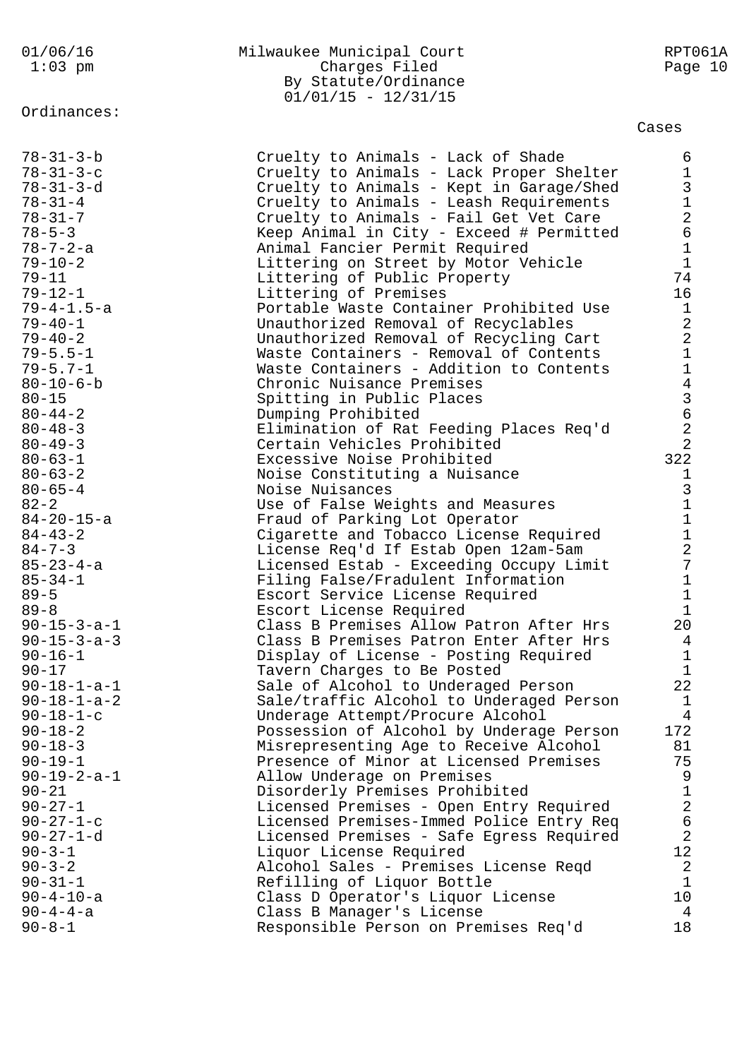Milwaukee Municipal Court
Charges Filed
By Statute/Ordinance
01/01/15 - 12/31/15

Ordinances:

| | | Cases |
|---|---|---|
| 78-31-3-b | Cruelty to Animals - Lack of Shade | 6 |
| 78-31-3-c | Cruelty to Animals - Lack Proper Shelter | 1 |
| 78-31-3-d | Cruelty to Animals - Kept in Garage/Shed | 3 |
| 78-31-4 | Cruelty to Animals - Leash Requirements | 1 |
| 78-31-7 | Cruelty to Animals - Fail Get Vet Care | 2 |
| 78-5-3 | Keep Animal in City - Exceed # Permitted | 6 |
| 78-7-2-a | Animal Fancier Permit Required | 1 |
| 79-10-2 | Littering on Street by Motor Vehicle | 1 |
| 79-11 | Littering of Public Property | 74 |
| 79-12-1 | Littering of Premises | 16 |
| 79-4-1.5-a | Portable Waste Container Prohibited Use | 1 |
| 79-40-1 | Unauthorized Removal of Recyclables | 2 |
| 79-40-2 | Unauthorized Removal of Recycling Cart | 2 |
| 79-5.5-1 | Waste Containers - Removal of Contents | 1 |
| 79-5.7-1 | Waste Containers - Addition to Contents | 1 |
| 80-10-6-b | Chronic Nuisance Premises | 4 |
| 80-15 | Spitting in Public Places | 3 |
| 80-44-2 | Dumping Prohibited | 6 |
| 80-48-3 | Elimination of Rat Feeding Places Req'd | 2 |
| 80-49-3 | Certain Vehicles Prohibited | 2 |
| 80-63-1 | Excessive Noise Prohibited | 322 |
| 80-63-2 | Noise Constituting a Nuisance | 1 |
| 80-65-4 | Noise Nuisances | 3 |
| 82-2 | Use of False Weights and Measures | 1 |
| 84-20-15-a | Fraud of Parking Lot Operator | 1 |
| 84-43-2 | Cigarette and Tobacco License Required | 1 |
| 84-7-3 | License Req'd If Estab Open 12am-5am | 2 |
| 85-23-4-a | Licensed Estab - Exceeding Occupy Limit | 7 |
| 85-34-1 | Filing False/Fradulent Information | 1 |
| 89-5 | Escort Service License Required | 1 |
| 89-8 | Escort License Required | 1 |
| 90-15-3-a-1 | Class B Premises Allow Patron After Hrs | 20 |
| 90-15-3-a-3 | Class B Premises Patron Enter After Hrs | 4 |
| 90-16-1 | Display of License - Posting Required | 1 |
| 90-17 | Tavern Charges to Be Posted | 1 |
| 90-18-1-a-1 | Sale of Alcohol to Underaged Person | 22 |
| 90-18-1-a-2 | Sale/traffic Alcohol to Underaged Person | 1 |
| 90-18-1-c | Underage Attempt/Procure Alcohol | 4 |
| 90-18-2 | Possession of Alcohol by Underage Person | 172 |
| 90-18-3 | Misrepresenting Age to Receive Alcohol | 81 |
| 90-19-1 | Presence of Minor at Licensed Premises | 75 |
| 90-19-2-a-1 | Allow Underage on Premises | 9 |
| 90-21 | Disorderly Premises Prohibited | 1 |
| 90-27-1 | Licensed Premises - Open Entry Required | 2 |
| 90-27-1-c | Licensed Premises-Immed Police Entry Req | 6 |
| 90-27-1-d | Licensed Premises - Safe Egress Required | 2 |
| 90-3-1 | Liquor License Required | 12 |
| 90-3-2 | Alcohol Sales - Premises License Reqd | 2 |
| 90-31-1 | Refilling of Liquor Bottle | 1 |
| 90-4-10-a | Class D Operator's Liquor License | 10 |
| 90-4-4-a | Class B Manager's License | 4 |
| 90-8-1 | Responsible Person on Premises Req'd | 18 |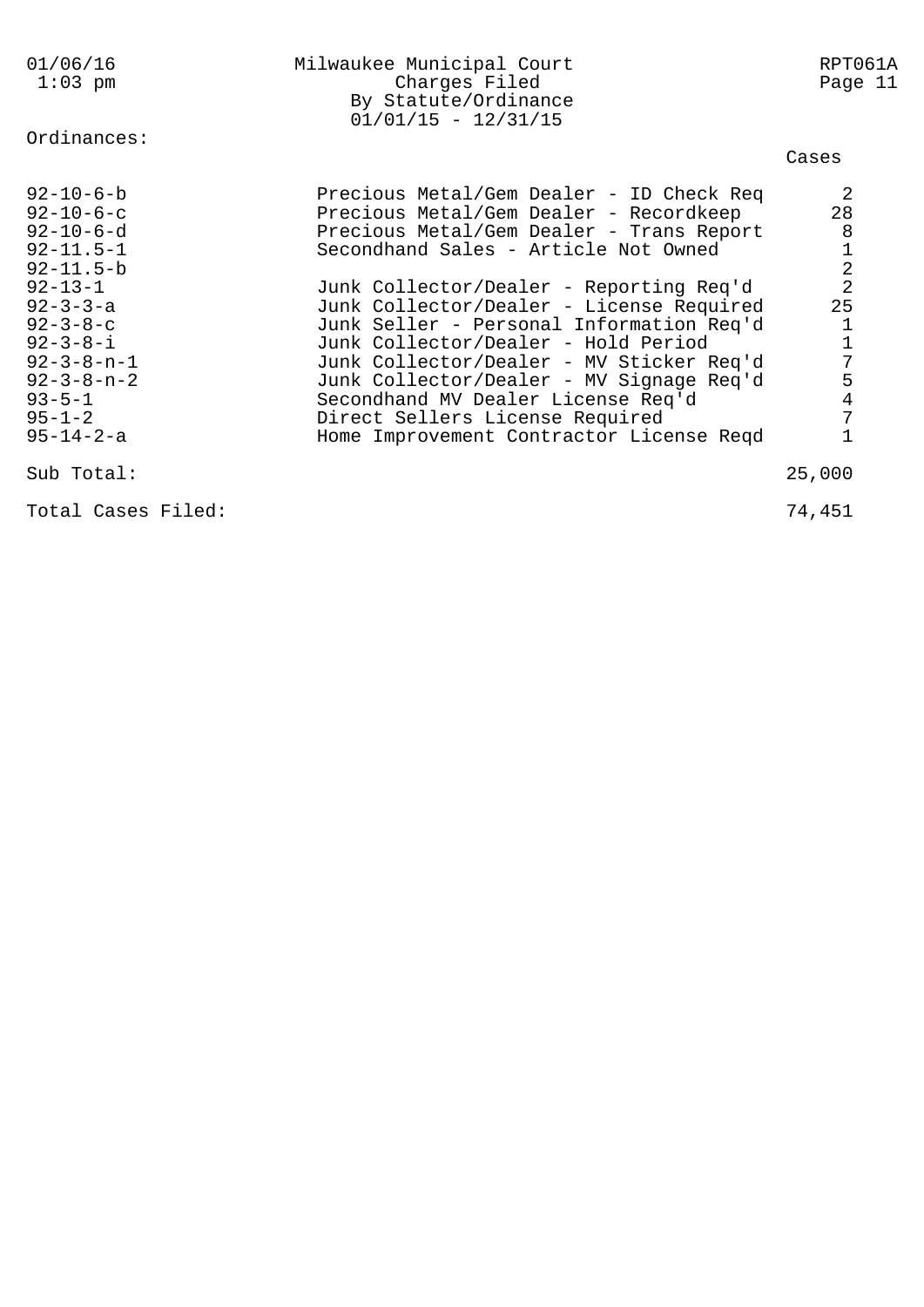Milwaukee Municipal Court
Charges Filed
By Statute/Ordinance
01/01/15 - 12/31/15

Ordinances:

| Ordinance | Description | Cases |
|---|---|---|
| 92-10-6-b | Precious Metal/Gem Dealer - ID Check Req | 2 |
| 92-10-6-c | Precious Metal/Gem Dealer - Recordkeep | 28 |
| 92-10-6-d | Precious Metal/Gem Dealer - Trans Report | 8 |
| 92-11.5-1 | Secondhand Sales - Article Not Owned | 1 |
| 92-11.5-b | | 2 |
| 92-13-1 | Junk Collector/Dealer - Reporting Req'd | 2 |
| 92-3-3-a | Junk Collector/Dealer - License Required | 25 |
| 92-3-8-c | Junk Seller - Personal Information Req'd | 1 |
| 92-3-8-i | Junk Collector/Dealer - Hold Period | 1 |
| 92-3-8-n-1 | Junk Collector/Dealer - MV Sticker Req'd | 7 |
| 92-3-8-n-2 | Junk Collector/Dealer - MV Signage Req'd | 5 |
| 93-5-1 | Secondhand MV Dealer License Req'd | 4 |
| 95-1-2 | Direct Sellers License Required | 7 |
| 95-14-2-a | Home Improvement Contractor License Reqd | 1 |
| Sub Total: | | 25,000 |
| Total Cases Filed: | | 74,451 |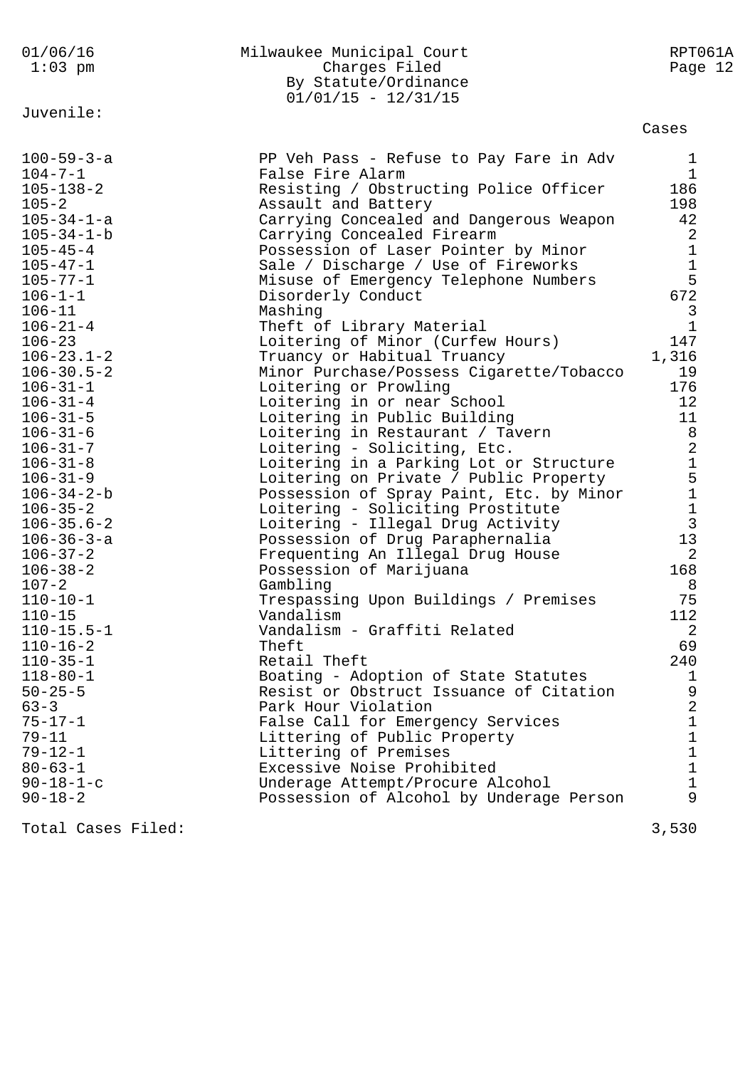Milwaukee Municipal Court
Charges Filed
By Statute/Ordinance
01/01/15 - 12/31/15

Juvenile:

| | | Cases |
|---|---|---|
| 100-59-3-a | PP Veh Pass - Refuse to Pay Fare in Adv | 1 |
| 104-7-1 | False Fire Alarm | 1 |
| 105-138-2 | Resisting / Obstructing Police Officer | 186 |
| 105-2 | Assault and Battery | 198 |
| 105-34-1-a | Carrying Concealed and Dangerous Weapon | 42 |
| 105-34-1-b | Carrying Concealed Firearm | 2 |
| 105-45-4 | Possession of Laser Pointer by Minor | 1 |
| 105-47-1 | Sale / Discharge / Use of Fireworks | 1 |
| 105-77-1 | Misuse of Emergency Telephone Numbers | 5 |
| 106-1-1 | Disorderly Conduct | 672 |
| 106-11 | Mashing | 3 |
| 106-21-4 | Theft of Library Material | 1 |
| 106-23 | Loitering of Minor (Curfew Hours) | 147 |
| 106-23.1-2 | Truancy or Habitual Truancy | 1,316 |
| 106-30.5-2 | Minor Purchase/Possess Cigarette/Tobacco | 19 |
| 106-31-1 | Loitering or Prowling | 176 |
| 106-31-4 | Loitering in or near School | 12 |
| 106-31-5 | Loitering in Public Building | 11 |
| 106-31-6 | Loitering in Restaurant / Tavern | 8 |
| 106-31-7 | Loitering - Soliciting, Etc. | 2 |
| 106-31-8 | Loitering in a Parking Lot or Structure | 1 |
| 106-31-9 | Loitering on Private / Public Property | 5 |
| 106-34-2-b | Possession of Spray Paint, Etc. by Minor | 1 |
| 106-35-2 | Loitering - Soliciting Prostitute | 1 |
| 106-35.6-2 | Loitering - Illegal Drug Activity | 3 |
| 106-36-3-a | Possession of Drug Paraphernalia | 13 |
| 106-37-2 | Frequenting An Illegal Drug House | 2 |
| 106-38-2 | Possession of Marijuana | 168 |
| 107-2 | Gambling | 8 |
| 110-10-1 | Trespassing Upon Buildings / Premises | 75 |
| 110-15 | Vandalism | 112 |
| 110-15.5-1 | Vandalism - Graffiti Related | 2 |
| 110-16-2 | Theft | 69 |
| 110-35-1 | Retail Theft | 240 |
| 118-80-1 | Boating - Adoption of State Statutes | 1 |
| 50-25-5 | Resist or Obstruct Issuance of Citation | 9 |
| 63-3 | Park Hour Violation | 2 |
| 75-17-1 | False Call for Emergency Services | 1 |
| 79-11 | Littering of Public Property | 1 |
| 79-12-1 | Littering of Premises | 1 |
| 80-63-1 | Excessive Noise Prohibited | 1 |
| 90-18-1-c | Underage Attempt/Procure Alcohol | 1 |
| 90-18-2 | Possession of Alcohol by Underage Person | 9 |

Total Cases Filed: 3,530